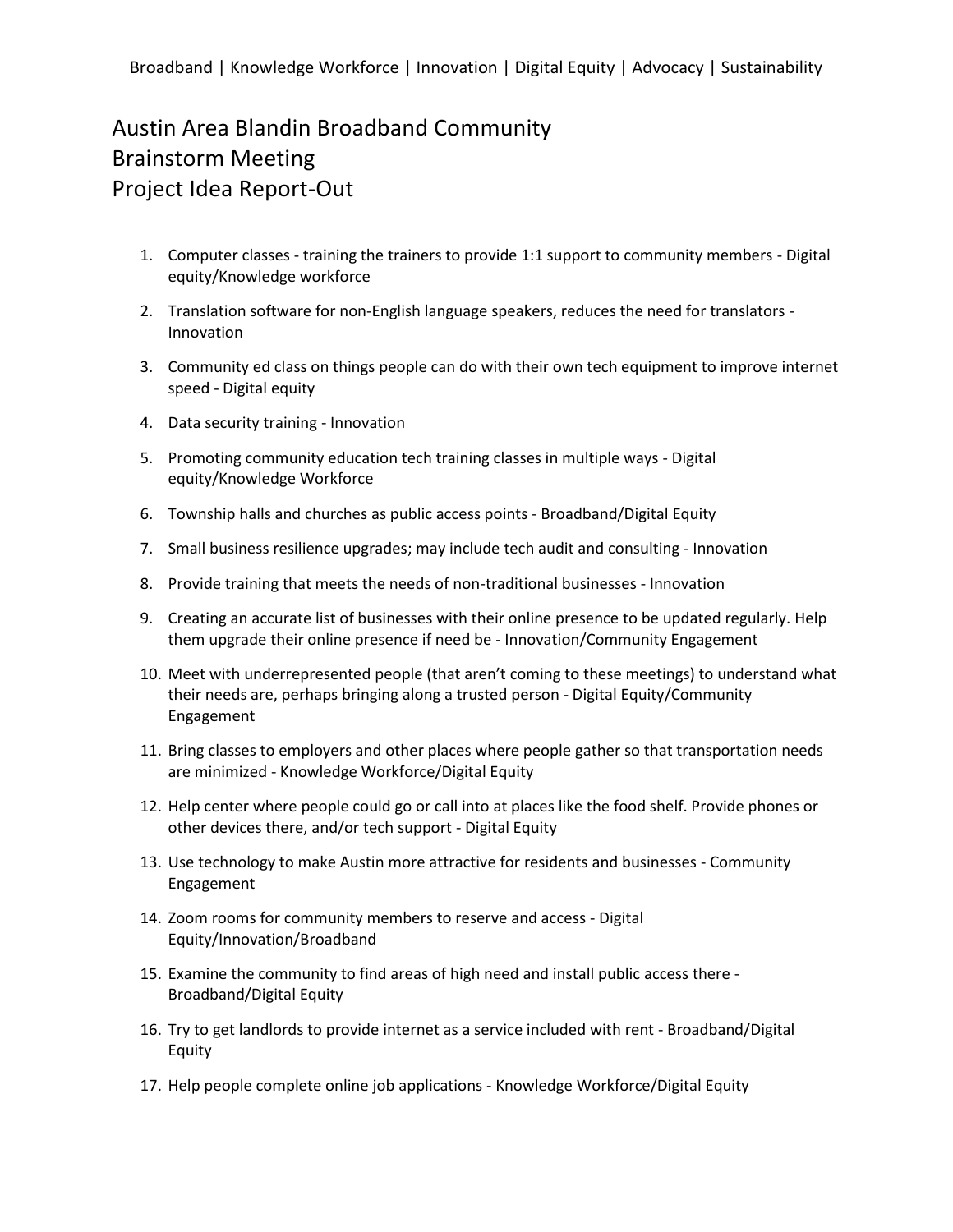Broadband | Knowledge Workforce | Innovation | Digital Equity | Advocacy | Sustainability

# Austin Area Blandin Broadband Community
# Brainstorm Meeting
# Project Idea Report-Out

1. Computer classes - training the trainers to provide 1:1 support to community members - Digital equity/Knowledge workforce
2. Translation software for non-English language speakers, reduces the need for translators - Innovation
3. Community ed class on things people can do with their own tech equipment to improve internet speed - Digital equity
4. Data security training - Innovation
5. Promoting community education tech training classes in multiple ways - Digital equity/Knowledge Workforce
6. Township halls and churches as public access points - Broadband/Digital Equity
7. Small business resilience upgrades; may include tech audit and consulting - Innovation
8. Provide training that meets the needs of non-traditional businesses - Innovation
9. Creating an accurate list of businesses with their online presence to be updated regularly. Help them upgrade their online presence if need be - Innovation/Community Engagement
10. Meet with underrepresented people (that aren't coming to these meetings) to understand what their needs are, perhaps bringing along a trusted person - Digital Equity/Community Engagement
11. Bring classes to employers and other places where people gather so that transportation needs are minimized - Knowledge Workforce/Digital Equity
12. Help center where people could go or call into at places like the food shelf. Provide phones or other devices there, and/or tech support - Digital Equity
13. Use technology to make Austin more attractive for residents and businesses - Community Engagement
14. Zoom rooms for community members to reserve and access - Digital Equity/Innovation/Broadband
15. Examine the community to find areas of high need and install public access there - Broadband/Digital Equity
16. Try to get landlords to provide internet as a service included with rent - Broadband/Digital Equity
17. Help people complete online job applications - Knowledge Workforce/Digital Equity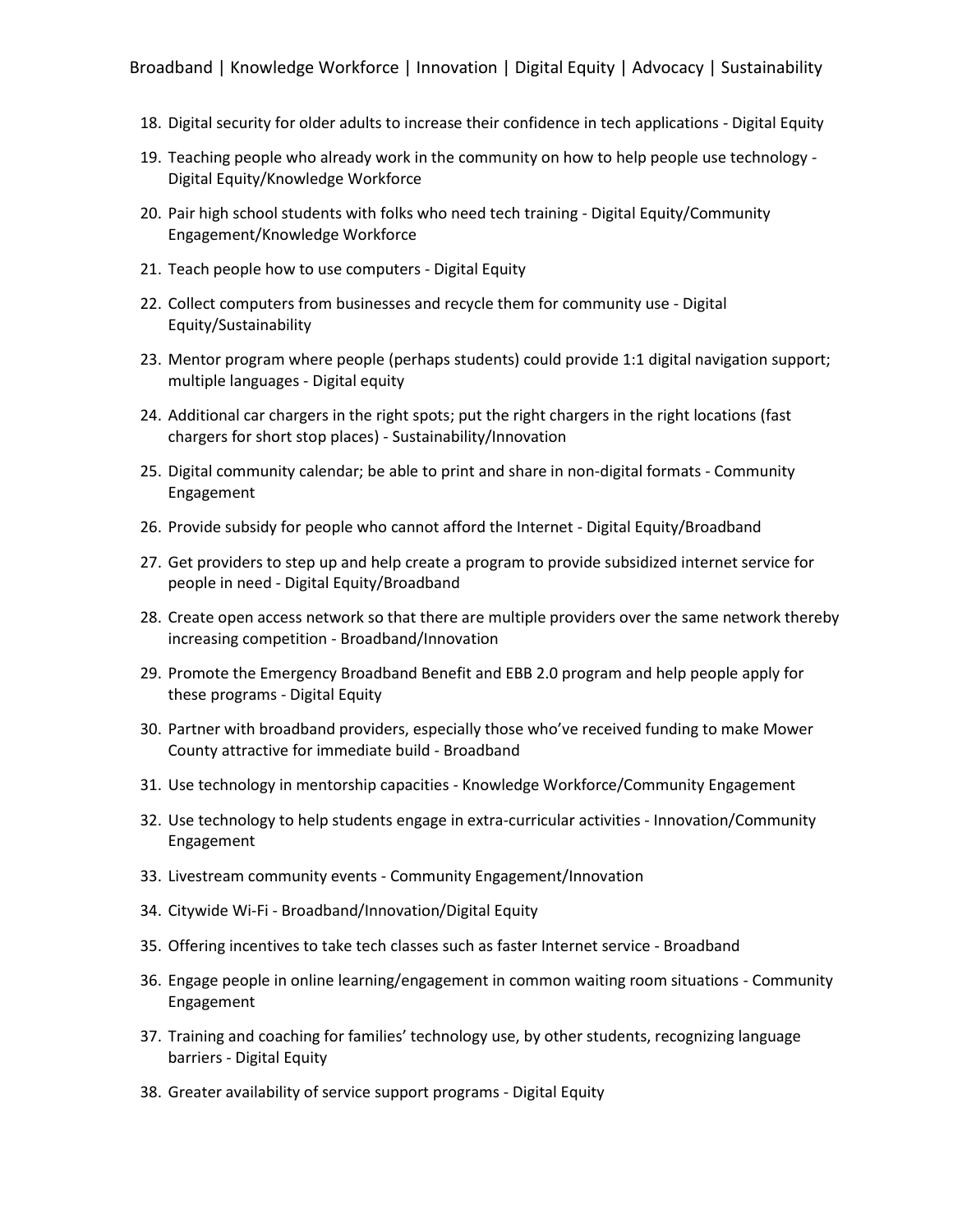18. Digital security for older adults to increase their confidence in tech applications - Digital Equity
19. Teaching people who already work in the community on how to help people use technology - Digital Equity/Knowledge Workforce
20. Pair high school students with folks who need tech training - Digital Equity/Community Engagement/Knowledge Workforce
21. Teach people how to use computers - Digital Equity
22. Collect computers from businesses and recycle them for community use - Digital Equity/Sustainability
23. Mentor program where people (perhaps students) could provide 1:1 digital navigation support; multiple languages - Digital equity
24. Additional car chargers in the right spots; put the right chargers in the right locations (fast chargers for short stop places) - Sustainability/Innovation
25. Digital community calendar; be able to print and share in non-digital formats - Community Engagement
26. Provide subsidy for people who cannot afford the Internet - Digital Equity/Broadband
27. Get providers to step up and help create a program to provide subsidized internet service for people in need - Digital Equity/Broadband
28. Create open access network so that there are multiple providers over the same network thereby increasing competition - Broadband/Innovation
29. Promote the Emergency Broadband Benefit and EBB 2.0 program and help people apply for these programs - Digital Equity
30. Partner with broadband providers, especially those who've received funding to make Mower County attractive for immediate build - Broadband
31. Use technology in mentorship capacities - Knowledge Workforce/Community Engagement
32. Use technology to help students engage in extra-curricular activities - Innovation/Community Engagement
33. Livestream community events - Community Engagement/Innovation
34. Citywide Wi-Fi - Broadband/Innovation/Digital Equity
35. Offering incentives to take tech classes such as faster Internet service - Broadband
36. Engage people in online learning/engagement in common waiting room situations - Community Engagement
37. Training and coaching for families' technology use, by other students, recognizing language barriers - Digital Equity
38. Greater availability of service support programs - Digital Equity